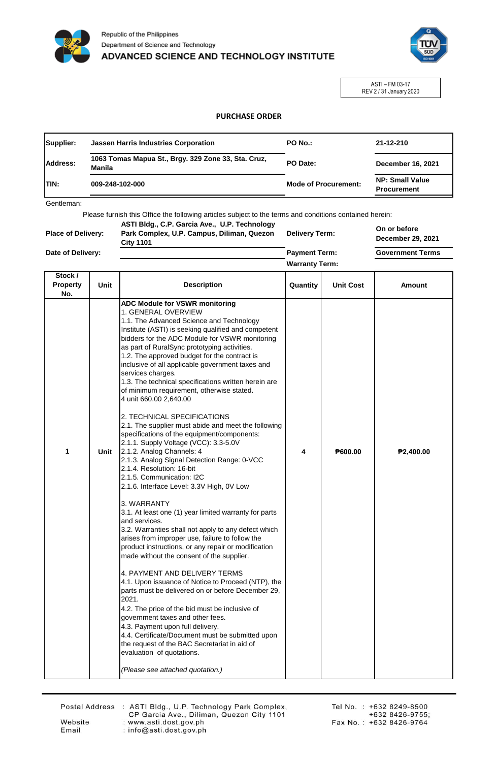Republic of the Philippines
Department of Science and Technology
**ADVANCED SCIENCE AND TECHNOLOGY INSTITUTE**

ASTI – FM 03-17
REV 2 / 31 January 2020

# PURCHASE ORDER

| | | | |
|---|---|---|---|
| **Supplier:** | **Jassen Harris Industries Corporation** | **PO No.:** | **21-12-210** |
| **Address:** | **1063 Tomas Mapua St., Brgy. 329 Zone 33, Sta. Cruz, Manila** | **PO Date:** | **December 16, 2021** |
| **TIN:** | **009-248-102-000** | **Mode of Procurement:** | **NP: Small Value Procurement** |

Gentleman:

Please furnish this Office the following articles subject to the terms and conditions contained herein:

| | | | |
|---|---|---|---|
| **Place of Delivery:** | **ASTI Bldg., C.P. Garcia Ave., U.P. Technology Park Complex, U.P. Campus, Diliman, Quezon City 1101** | **Delivery Term:** | **On or before December 29, 2021** |
| **Date of Delivery:** | | **Payment Term:** | **Government Terms** |
| | | **Warranty Term:** | |

| Stock / Property No. | Unit | Description | Quantity | Unit Cost | Amount |
|---|---|---|---|---|---|
| 1 | Unit | **ADC Module for VSWR monitoring**<br>1. GENERAL OVERVIEW<br>1.1. The Advanced Science and Technology Institute (ASTI) is seeking qualified and competent bidders for the ADC Module for VSWR monitoring as part of RuralSync prototyping activities.<br>1.2. The approved budget for the contract is inclusive of all applicable government taxes and services charges.<br>1.3. The technical specifications written herein are of minimum requirement, otherwise stated.<br>4 unit 660.00 2,640.00<br><br>2. TECHNICAL SPECIFICATIONS<br>2.1. The supplier must abide and meet the following specifications of the equipment/components:<br>2.1.1. Supply Voltage (VCC): 3.3-5.0V<br>2.1.2. Analog Channels: 4<br>2.1.3. Analog Signal Detection Range: 0-VCC<br>2.1.4. Resolution: 16-bit<br>2.1.5. Communication: I2C<br>2.1.6. Interface Level: 3.3V High, 0V Low<br><br>3. WARRANTY<br>3.1. At least one (1) year limited warranty for parts and services.<br>3.2. Warranties shall not apply to any defect which arises from improper use, failure to follow the product instructions, or any repair or modification made without the consent of the supplier.<br><br>4. PAYMENT AND DELIVERY TERMS<br>4.1. Upon issuance of Notice to Proceed (NTP), the parts must be delivered on or before December 29, 2021.<br>4.2. The price of the bid must be inclusive of government taxes and other fees.<br>4.3. Payment upon full delivery.<br>4.4. Certificate/Document must be submitted upon the request of the BAC Secretariat in aid of evaluation of quotations.<br><br>*(Please see attached quotation.)* | 4 | ₱600.00 | ₱2,400.00 |

Postal Address : ASTI Bldg., U.P. Technology Park Complex, CP Garcia Ave., Diliman, Quezon City 1101
Website : www.asti.dost.gov.ph
Email : info@asti.dost.gov.ph
Tel No. : +632 8249-8500, +632 8426-9755;
Fax No. : +632 8426-9764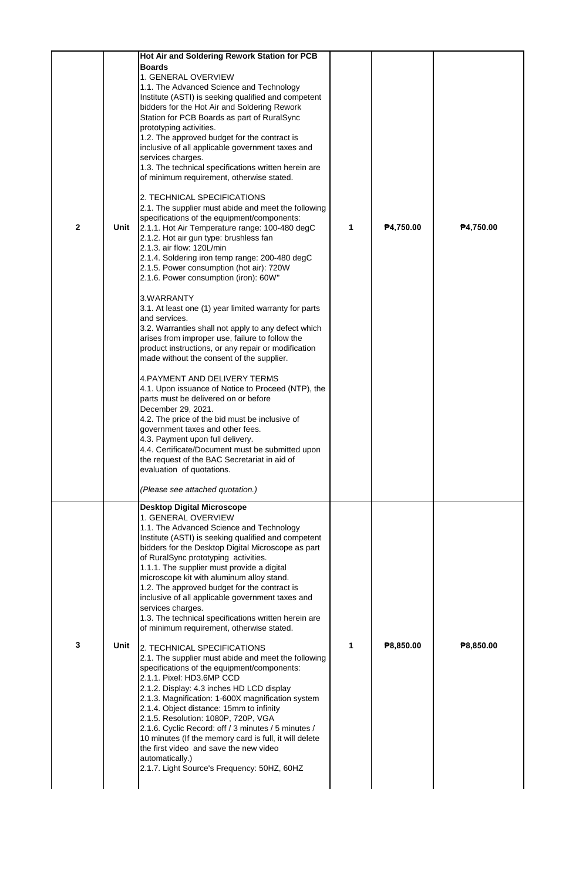| | | | | | |
|---|---|---|---|---|---|
| 2 | Unit | **Hot Air and Soldering Rework Station for PCB Boards**<br>1. GENERAL OVERVIEW<br>1.1. The Advanced Science and Technology Institute (ASTI) is seeking qualified and competent bidders for the Hot Air and Soldering Rework Station for PCB Boards as part of RuralSync prototyping activities.<br>1.2. The approved budget for the contract is inclusive of all applicable government taxes and services charges.<br>1.3. The technical specifications written herein are of minimum requirement, otherwise stated.<br><br>2. TECHNICAL SPECIFICATIONS<br>2.1. The supplier must abide and meet the following specifications of the equipment/components:<br>2.1.1. Hot Air Temperature range: 100-480 degC<br>2.1.2. Hot air gun type: brushless fan<br>2.1.3. air flow: 120L/min<br>2.1.4. Soldering iron temp range: 200-480 degC<br>2.1.5. Power consumption (hot air): 720W<br>2.1.6. Power consumption (iron): 60W"<br><br>3.WARRANTY<br>3.1. At least one (1) year limited warranty for parts and services.<br>3.2. Warranties shall not apply to any defect which arises from improper use, failure to follow the product instructions, or any repair or modification made without the consent of the supplier.<br><br>4.PAYMENT AND DELIVERY TERMS<br>4.1. Upon issuance of Notice to Proceed (NTP), the parts must be delivered on or before December 29, 2021.<br>4.2. The price of the bid must be inclusive of government taxes and other fees.<br>4.3. Payment upon full delivery.<br>4.4. Certificate/Document must be submitted upon the request of the BAC Secretariat in aid of evaluation of quotations.<br><br>*(Please see attached quotation.)* | 1 | ₱4,750.00 | ₱4,750.00 |
| 3 | Unit | **Desktop Digital Microscope**<br>1. GENERAL OVERVIEW<br>1.1. The Advanced Science and Technology Institute (ASTI) is seeking qualified and competent bidders for the Desktop Digital Microscope as part of RuralSync prototyping activities.<br>1.1.1. The supplier must provide a digital microscope kit with aluminum alloy stand.<br>1.2. The approved budget for the contract is inclusive of all applicable government taxes and services charges.<br>1.3. The technical specifications written herein are of minimum requirement, otherwise stated.<br><br>2. TECHNICAL SPECIFICATIONS<br>2.1. The supplier must abide and meet the following specifications of the equipment/components:<br>2.1.1. Pixel: HD3.6MP CCD<br>2.1.2. Display: 4.3 inches HD LCD display<br>2.1.3. Magnification: 1-600X magnification system<br>2.1.4. Object distance: 15mm to infinity<br>2.1.5. Resolution: 1080P, 720P, VGA<br>2.1.6. Cyclic Record: off / 3 minutes / 5 minutes / 10 minutes (If the memory card is full, it will delete the first video and save the new video automatically.)<br>2.1.7. Light Source's Frequency: 50HZ, 60HZ | 1 | ₱8,850.00 | ₱8,850.00 |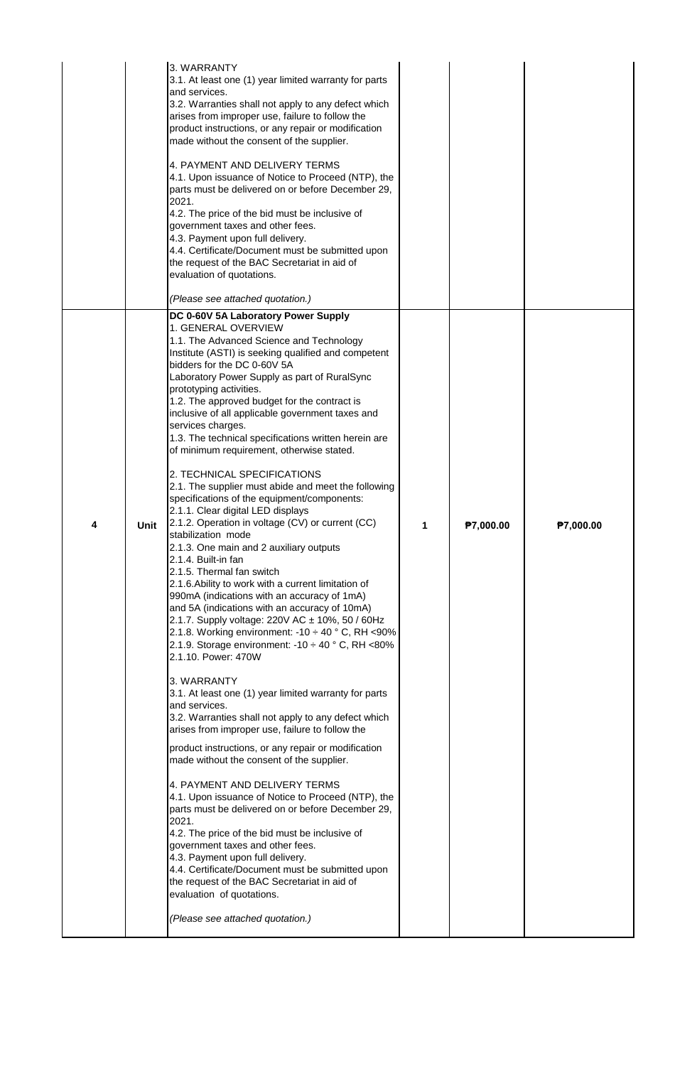| | | | | | |
|---|---|---|---|---|---|
| | | 3. WARRANTY<br>3.1. At least one (1) year limited warranty for parts and services.<br>3.2. Warranties shall not apply to any defect which arises from improper use, failure to follow the product instructions, or any repair or modification made without the consent of the supplier.<br><br>4. PAYMENT AND DELIVERY TERMS<br>4.1. Upon issuance of Notice to Proceed (NTP), the parts must be delivered on or before December 29, 2021.<br>4.2. The price of the bid must be inclusive of government taxes and other fees.<br>4.3. Payment upon full delivery.<br>4.4. Certificate/Document must be submitted upon the request of the BAC Secretariat in aid of evaluation of quotations.<br><br>*(Please see attached quotation.)* | | | |
| **4** | **Unit** | **DC 0-60V 5A Laboratory Power Supply**<br>1. GENERAL OVERVIEW<br>1.1. The Advanced Science and Technology Institute (ASTI) is seeking qualified and competent bidders for the DC 0-60V 5A Laboratory Power Supply as part of RuralSync prototyping activities.<br>1.2. The approved budget for the contract is inclusive of all applicable government taxes and services charges.<br>1.3. The technical specifications written herein are of minimum requirement, otherwise stated.<br><br>2. TECHNICAL SPECIFICATIONS<br>2.1. The supplier must abide and meet the following specifications of the equipment/components:<br>2.1.1. Clear digital LED displays<br>2.1.2. Operation in voltage (CV) or current (CC) stabilization mode<br>2.1.3. One main and 2 auxiliary outputs<br>2.1.4. Built-in fan<br>2.1.5. Thermal fan switch<br>2.1.6.Ability to work with a current limitation of 990mA (indications with an accuracy of 1mA) and 5A (indications with an accuracy of 10mA)<br>2.1.7. Supply voltage: 220V AC ± 10%, 50 / 60Hz<br>2.1.8. Working environment: -10 ÷ 40 ° C, RH <90%<br>2.1.9. Storage environment: -10 ÷ 40 ° C, RH <80%<br>2.1.10. Power: 470W<br><br>3. WARRANTY<br>3.1. At least one (1) year limited warranty for parts and services.<br>3.2. Warranties shall not apply to any defect which arises from improper use, failure to follow the product instructions, or any repair or modification made without the consent of the supplier.<br><br>4. PAYMENT AND DELIVERY TERMS<br>4.1. Upon issuance of Notice to Proceed (NTP), the parts must be delivered on or before December 29, 2021.<br>4.2. The price of the bid must be inclusive of government taxes and other fees.<br>4.3. Payment upon full delivery.<br>4.4. Certificate/Document must be submitted upon the request of the BAC Secretariat in aid of evaluation of quotations.<br><br>*(Please see attached quotation.)* | **1** | **₱7,000.00** | **₱7,000.00** |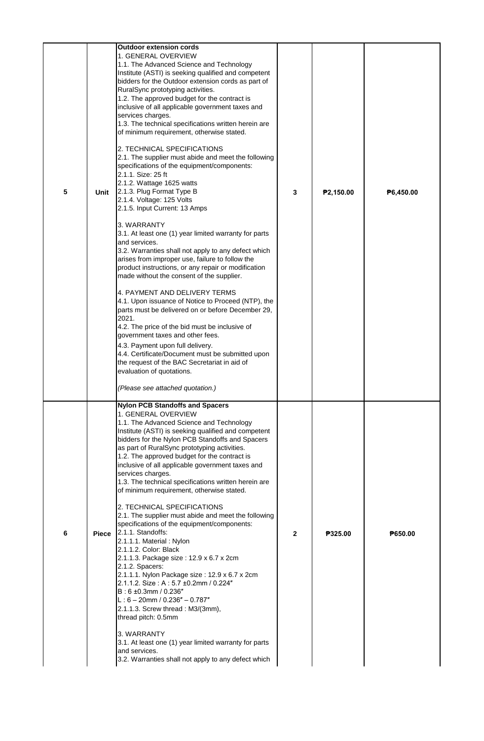| | | | | | |
|---|---|---|---|---|---|
| 5 | Unit | **Outdoor extension cords**<br>1. GENERAL OVERVIEW<br>1.1. The Advanced Science and Technology Institute (ASTI) is seeking qualified and competent bidders for the Outdoor extension cords as part of RuralSync prototyping activities.<br>1.2. The approved budget for the contract is inclusive of all applicable government taxes and services charges.<br>1.3. The technical specifications written herein are of minimum requirement, otherwise stated.<br><br>2. TECHNICAL SPECIFICATIONS<br>2.1. The supplier must abide and meet the following specifications of the equipment/components:<br>2.1.1. Size: 25 ft<br>2.1.2. Wattage 1625 watts<br>2.1.3. Plug Format Type B<br>2.1.4. Voltage: 125 Volts<br>2.1.5. Input Current: 13 Amps<br><br>3. WARRANTY<br>3.1. At least one (1) year limited warranty for parts and services.<br>3.2. Warranties shall not apply to any defect which arises from improper use, failure to follow the product instructions, or any repair or modification made without the consent of the supplier.<br><br>4. PAYMENT AND DELIVERY TERMS<br>4.1. Upon issuance of Notice to Proceed (NTP), the parts must be delivered on or before December 29, 2021.<br>4.2. The price of the bid must be inclusive of government taxes and other fees.<br>4.3. Payment upon full delivery.<br>4.4. Certificate/Document must be submitted upon the request of the BAC Secretariat in aid of evaluation of quotations.<br><br>*(Please see attached quotation.)* | 3 | ₱2,150.00 | ₱6,450.00 |
| 6 | Piece | **Nylon PCB Standoffs and Spacers**<br>1. GENERAL OVERVIEW<br>1.1. The Advanced Science and Technology Institute (ASTI) is seeking qualified and competent bidders for the Nylon PCB Standoffs and Spacers as part of RuralSync prototyping activities.<br>1.2. The approved budget for the contract is inclusive of all applicable government taxes and services charges.<br>1.3. The technical specifications written herein are of minimum requirement, otherwise stated.<br><br>2. TECHNICAL SPECIFICATIONS<br>2.1. The supplier must abide and meet the following specifications of the equipment/components:<br>2.1.1. Standoffs:<br>2.1.1.1. Material : Nylon<br>2.1.1.2. Color: Black<br>2.1.1.3. Package size : 12.9 x 6.7 x 2cm<br>2.1.2. Spacers:<br>2.1.1.1. Nylon Package size : 12.9 x 6.7 x 2cm<br>2.1.1.2. Size : A : 5.7 ±0.2mm / 0.224″<br>B : 6 ±0.3mm / 0.236″<br>L : 6 – 20mm / 0.236″ – 0.787″<br>2.1.1.3. Screw thread : M3/(3mm), thread pitch: 0.5mm<br><br>3. WARRANTY<br>3.1. At least one (1) year limited warranty for parts and services.<br>3.2. Warranties shall not apply to any defect which | 2 | ₱325.00 | ₱650.00 |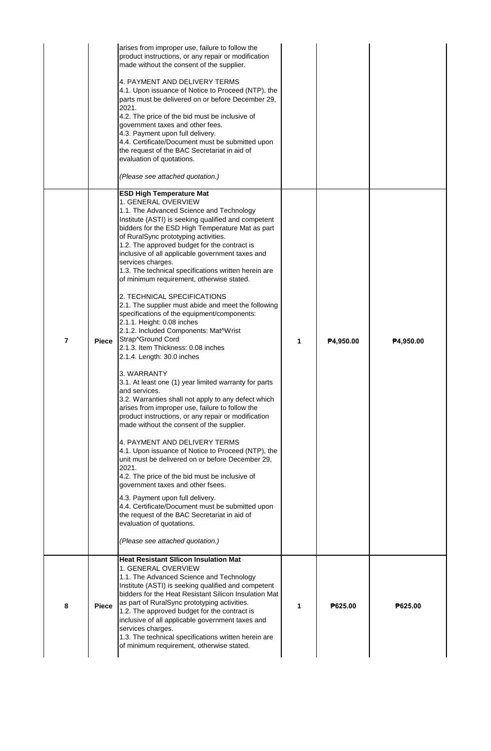| | | | | | |
|---|---|---|---|---|---|
| | | arises from improper use, failure to follow the product instructions, or any repair or modification made without the consent of the supplier.<br><br>4. PAYMENT AND DELIVERY TERMS<br>4.1. Upon issuance of Notice to Proceed (NTP), the parts must be delivered on or before December 29, 2021.<br>4.2. The price of the bid must be inclusive of government taxes and other fees.<br>4.3. Payment upon full delivery.<br>4.4. Certificate/Document must be submitted upon the request of the BAC Secretariat in aid of evaluation of quotations.<br><br>*(Please see attached quotation.)* | | | |
| **7** | **Piece** | **ESD High Temperature Mat**<br>1. GENERAL OVERVIEW<br>1.1. The Advanced Science and Technology Institute (ASTI) is seeking qualified and competent bidders for the ESD High Temperature Mat as part of RuralSync prototyping activities.<br>1.2. The approved budget for the contract is inclusive of all applicable government taxes and services charges.<br>1.3. The technical specifications written herein are of minimum requirement, otherwise stated.<br><br>2. TECHNICAL SPECIFICATIONS<br>2.1. The supplier must abide and meet the following specifications of the equipment/components:<br>2.1.1. Height: 0.08 inches<br>2.1.2. Included Components: Mat^Wrist Strap^Ground Cord<br>2.1.3. Item Thickness: 0.08 inches<br>2.1.4. Length: 30.0 inches<br><br>3. WARRANTY<br>3.1. At least one (1) year limited warranty for parts and services.<br>3.2. Warranties shall not apply to any defect which arises from improper use, failure to follow the product instructions, or any repair or modification made without the consent of the supplier.<br><br>4. PAYMENT AND DELIVERY TERMS<br>4.1. Upon issuance of Notice to Proceed (NTP), the unit must be delivered on or before December 29, 2021.<br>4.2. The price of the bid must be inclusive of government taxes and other fsees.<br><br>4.3. Payment upon full delivery.<br>4.4. Certificate/Document must be submitted upon the request of the BAC Secretariat in aid of evaluation of quotations.<br><br>*(Please see attached quotation.)* | **1** | **₱4,950.00** | **₱4,950.00** |
| **8** | **Piece** | **Heat Resistant SIlicon Insulation Mat**<br>1. GENERAL OVERVIEW<br>1.1. The Advanced Science and Technology Institute (ASTI) is seeking qualified and competent bidders for the Heat Resistant Silicon Insulation Mat as part of RuralSync prototyping activities.<br>1.2. The approved budget for the contract is inclusive of all applicable government taxes and services charges.<br>1.3. The technical specifications written herein are of minimum requirement, otherwise stated. | **1** | **₱625.00** | **₱625.00** |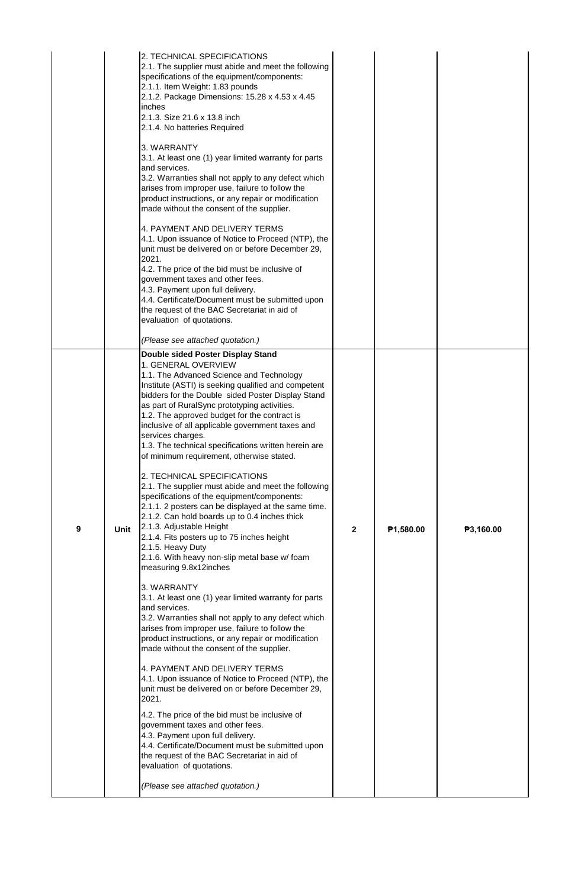| | | | | | |
|---|---|---|---|---|---|
| | | 2. TECHNICAL SPECIFICATIONS<br>2.1. The supplier must abide and meet the following specifications of the equipment/components:<br>2.1.1. Item Weight: 1.83 pounds<br>2.1.2. Package Dimensions: 15.28 x 4.53 x 4.45 inches<br>2.1.3. Size 21.6 x 13.8 inch<br>2.1.4. No batteries Required<br><br>3. WARRANTY<br>3.1. At least one (1) year limited warranty for parts and services.<br>3.2. Warranties shall not apply to any defect which arises from improper use, failure to follow the product instructions, or any repair or modification made without the consent of the supplier.<br><br>4. PAYMENT AND DELIVERY TERMS<br>4.1. Upon issuance of Notice to Proceed (NTP), the unit must be delivered on or before December 29, 2021.<br>4.2. The price of the bid must be inclusive of government taxes and other fees.<br>4.3. Payment upon full delivery.<br>4.4. Certificate/Document must be submitted upon the request of the BAC Secretariat in aid of evaluation of quotations.<br><br>*(Please see attached quotation.)* | | | |
| 9 | Unit | **Double sided Poster Display Stand**<br>1. GENERAL OVERVIEW<br>1.1. The Advanced Science and Technology Institute (ASTI) is seeking qualified and competent bidders for the Double sided Poster Display Stand as part of RuralSync prototyping activities.<br>1.2. The approved budget for the contract is inclusive of all applicable government taxes and services charges.<br>1.3. The technical specifications written herein are of minimum requirement, otherwise stated.<br><br>2. TECHNICAL SPECIFICATIONS<br>2.1. The supplier must abide and meet the following specifications of the equipment/components:<br>2.1.1. 2 posters can be displayed at the same time.<br>2.1.2. Can hold boards up to 0.4 inches thick<br>2.1.3. Adjustable Height<br>2.1.4. Fits posters up to 75 inches height<br>2.1.5. Heavy Duty<br>2.1.6. With heavy non-slip metal base w/ foam measuring 9.8x12inches<br><br>3. WARRANTY<br>3.1. At least one (1) year limited warranty for parts and services.<br>3.2. Warranties shall not apply to any defect which arises from improper use, failure to follow the product instructions, or any repair or modification made without the consent of the supplier.<br><br>4. PAYMENT AND DELIVERY TERMS<br>4.1. Upon issuance of Notice to Proceed (NTP), the unit must be delivered on or before December 29, 2021.<br><br>4.2. The price of the bid must be inclusive of government taxes and other fees.<br>4.3. Payment upon full delivery.<br>4.4. Certificate/Document must be submitted upon the request of the BAC Secretariat in aid of evaluation of quotations.<br><br>*(Please see attached quotation.)* | 2 | ₱1,580.00 | ₱3,160.00 |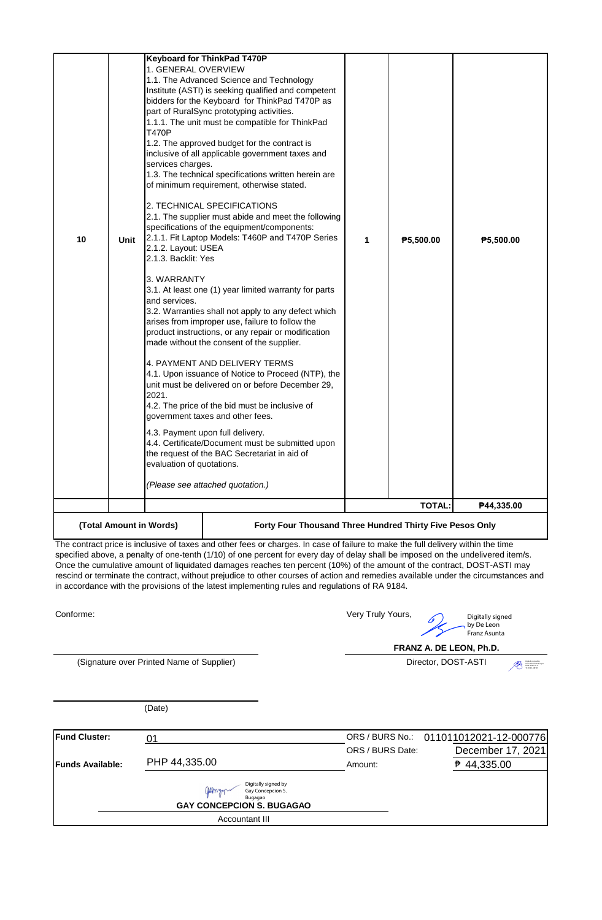| | | | | | |
|---|---|---|---|---|---|
| 10 | Unit | **Keyboard for ThinkPad T470P**<br>1. GENERAL OVERVIEW<br>1.1. The Advanced Science and Technology Institute (ASTI) is seeking qualified and competent bidders for the Keyboard for ThinkPad T470P as part of RuralSync prototyping activities.<br>1.1.1. The unit must be compatible for ThinkPad T470P<br>1.2. The approved budget for the contract is inclusive of all applicable government taxes and services charges.<br>1.3. The technical specifications written herein are of minimum requirement, otherwise stated.<br><br>2. TECHNICAL SPECIFICATIONS<br>2.1. The supplier must abide and meet the following specifications of the equipment/components:<br>2.1.1. Fit Laptop Models: T460P and T470P Series<br>2.1.2. Layout: USEA<br>2.1.3. Backlit: Yes<br><br>3. WARRANTY<br>3.1. At least one (1) year limited warranty for parts and services.<br>3.2. Warranties shall not apply to any defect which arises from improper use, failure to follow the product instructions, or any repair or modification made without the consent of the supplier.<br><br>4. PAYMENT AND DELIVERY TERMS<br>4.1. Upon issuance of Notice to Proceed (NTP), the unit must be delivered on or before December 29, 2021.<br>4.2. The price of the bid must be inclusive of government taxes and other fees.<br>4.3. Payment upon full delivery.<br>4.4. Certificate/Document must be submitted upon the request of the BAC Secretariat in aid of evaluation of quotations.<br><br>*(Please see attached quotation.)* | 1 | ₱5,500.00 | ₱5,500.00 |
| | | | | **TOTAL:** | **₱44,335.00** |
| **(Total Amount in Words)** | | **Forty Four Thousand Three Hundred Thirty Five Pesos Only** | | | |

The contract price is inclusive of taxes and other fees or charges. In case of failure to make the full delivery within the time specified above, a penalty of one-tenth (1/10) of one percent for every day of delay shall be imposed on the undelivered item/s. Once the cumulative amount of liquidated damages reaches ten percent (10%) of the amount of the contract, DOST-ASTI may rescind or terminate the contract, without prejudice to other courses of action and remedies available under the circumstances and in accordance with the provisions of the latest implementing rules and regulations of RA 9184.

Conforme:

(Signature over Printed Name of Supplier)

(Date)

Very Truly Yours,

Digitally signed by De Leon Franz Asunta

**FRANZ A. DE LEON, Ph.D.**

Director, DOST-ASTI

| | | | |
|---|---|---|---|
| **Fund Cluster:** | 01 | ORS / BURS No.: | 011011012021-12-000776 |
| | | ORS / BURS Date: | December 17, 2021 |
| **Funds Available:** | PHP 44,335.00 | Amount: | ₱ 44,335.00 |

Digitally signed by Gay Concepcion S. Bugagao

**GAY CONCEPCION S. BUGAGAO**

Accountant III